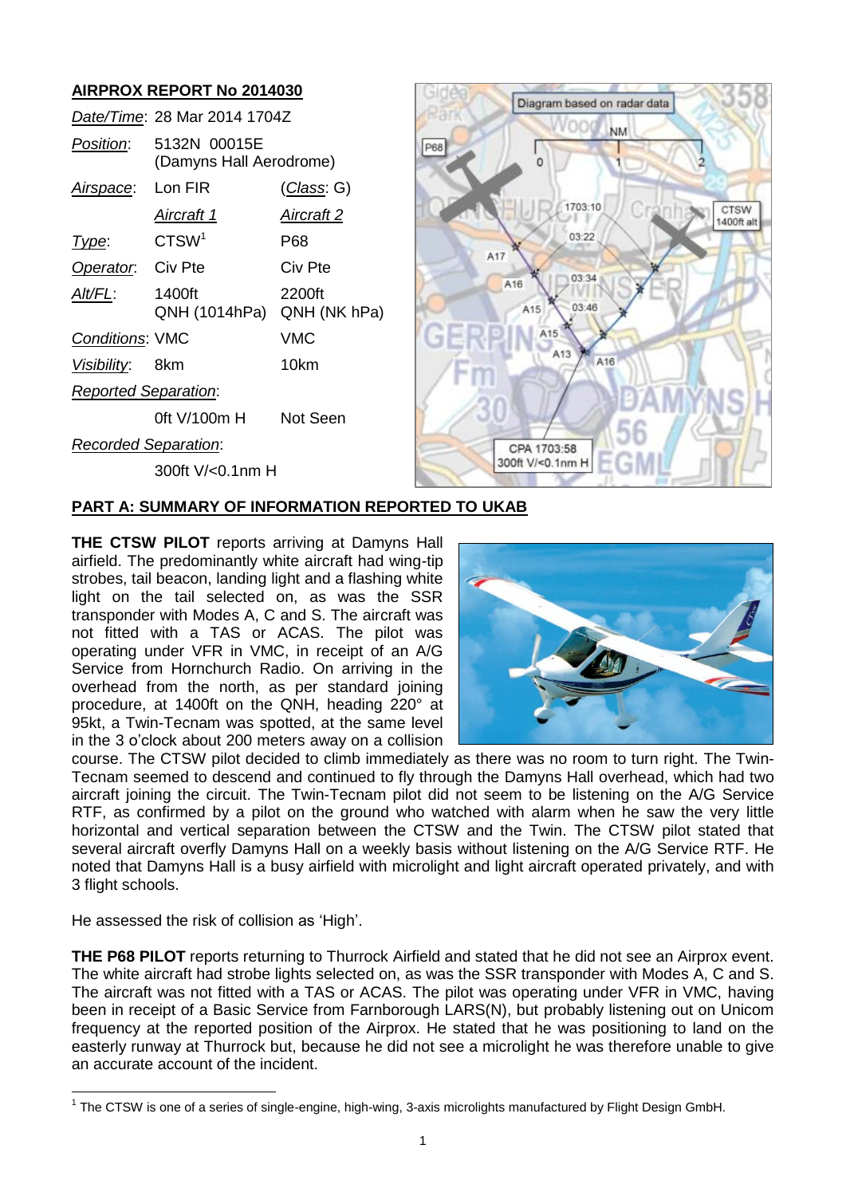## AIRPROX REPORT No 2014030

| | | |
|---|---|---|
| *Date/Time*: | 28 Mar 2014 1704Z | |
| *Position*: | 5132N 00015E (Damyns Hall Aerodrome) | |
| *Airspace*: | Lon FIR | (*Class*: G) |
| | *Aircraft 1* | *Aircraft 2* |
| *Type*: | CTSW[1] | P68 |
| *Operator*: | Civ Pte | Civ Pte |
| *Alt/FL*: | 1400ft QNH (1014hPa) | 2200ft QNH (NK hPa) |
| *Conditions*: | VMC | VMC |
| *Visibility*: | 8km | 10km |
| *Reported Separation*: | | |
| | 0ft V/100m H | Not Seen |
| *Recorded Separation*: | | |
| | 300ft V/<0.1nm H | |

## PART A: SUMMARY OF INFORMATION REPORTED TO UKAB

**THE CTSW PILOT** reports arriving at Damyns Hall airfield. The predominantly white aircraft had wing-tip strobes, tail beacon, landing light and a flashing white light on the tail selected on, as was the SSR transponder with Modes A, C and S. The aircraft was not fitted with a TAS or ACAS. The pilot was operating under VFR in VMC, in receipt of an A/G Service from Hornchurch Radio. On arriving in the overhead from the north, as per standard joining procedure, at 1400ft on the QNH, heading 220° at 95kt, a Twin-Tecnam was spotted, at the same level in the 3 o'clock about 200 meters away on a collision course. The CTSW pilot decided to climb immediately as there was no room to turn right. The Twin-Tecnam seemed to descend and continued to fly through the Damyns Hall overhead, which had two aircraft joining the circuit. The Twin-Tecnam pilot did not seem to be listening on the A/G Service RTF, as confirmed by a pilot on the ground who watched with alarm when he saw the very little horizontal and vertical separation between the CTSW and the Twin. The CTSW pilot stated that several aircraft overfly Damyns Hall on a weekly basis without listening on the A/G Service RTF. He noted that Damyns Hall is a busy airfield with microlight and light aircraft operated privately, and with 3 flight schools.

He assessed the risk of collision as 'High'.

**THE P68 PILOT** reports returning to Thurrock Airfield and stated that he did not see an Airprox event. The white aircraft had strobe lights selected on, as was the SSR transponder with Modes A, C and S. The aircraft was not fitted with a TAS or ACAS. The pilot was operating under VFR in VMC, having been in receipt of a Basic Service from Farnborough LARS(N), but probably listening out on Unicom frequency at the reported position of the Airprox. He stated that he was positioning to land on the easterly runway at Thurrock but, because he did not see a microlight he was therefore unable to give an accurate account of the incident.

[1] The CTSW is one of a series of single-engine, high-wing, 3-axis microlights manufactured by Flight Design GmbH.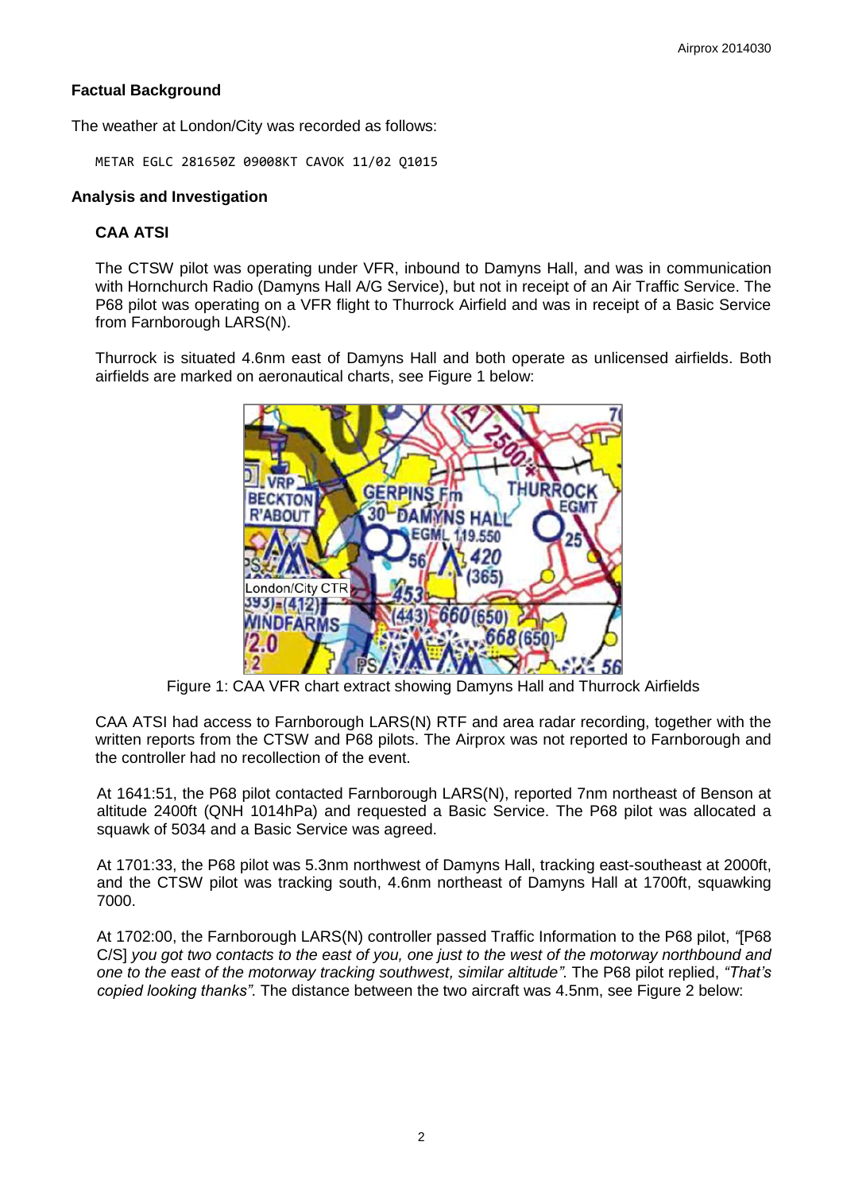## Factual Background

The weather at London/City was recorded as follows:

```
METAR EGLC 281650Z 09008KT CAVOK 11/02 Q1015
```

## Analysis and Investigation

### CAA ATSI

The CTSW pilot was operating under VFR, inbound to Damyns Hall, and was in communication with Hornchurch Radio (Damyns Hall A/G Service), but not in receipt of an Air Traffic Service. The P68 pilot was operating on a VFR flight to Thurrock Airfield and was in receipt of a Basic Service from Farnborough LARS(N).

Thurrock is situated 4.6nm east of Damyns Hall and both operate as unlicensed airfields. Both airfields are marked on aeronautical charts, see Figure 1 below:

Figure 1: CAA VFR chart extract showing Damyns Hall and Thurrock Airfields

CAA ATSI had access to Farnborough LARS(N) RTF and area radar recording, together with the written reports from the CTSW and P68 pilots. The Airprox was not reported to Farnborough and the controller had no recollection of the event.

At 1641:51, the P68 pilot contacted Farnborough LARS(N), reported 7nm northeast of Benson at altitude 2400ft (QNH 1014hPa) and requested a Basic Service. The P68 pilot was allocated a squawk of 5034 and a Basic Service was agreed.

At 1701:33, the P68 pilot was 5.3nm northwest of Damyns Hall, tracking east-southeast at 2000ft, and the CTSW pilot was tracking south, 4.6nm northeast of Damyns Hall at 1700ft, squawking 7000.

At 1702:00, the Farnborough LARS(N) controller passed Traffic Information to the P68 pilot, *"[P68 C/S] you got two contacts to the east of you, one just to the west of the motorway northbound and one to the east of the motorway tracking southwest, similar altitude"*. The P68 pilot replied, *"That's copied looking thanks"*. The distance between the two aircraft was 4.5nm, see Figure 2 below: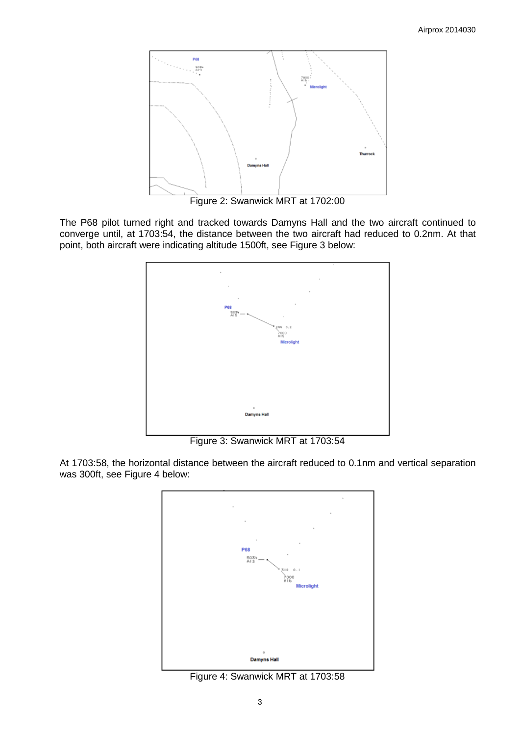Figure 2: Swanwick MRT at 1702:00

The P68 pilot turned right and tracked towards Damyns Hall and the two aircraft continued to converge until, at 1703:54, the distance between the two aircraft had reduced to 0.2nm. At that point, both aircraft were indicating altitude 1500ft, see Figure 3 below:

Figure 3: Swanwick MRT at 1703:54

At 1703:58, the horizontal distance between the aircraft reduced to 0.1nm and vertical separation was 300ft, see Figure 4 below:

Figure 4: Swanwick MRT at 1703:58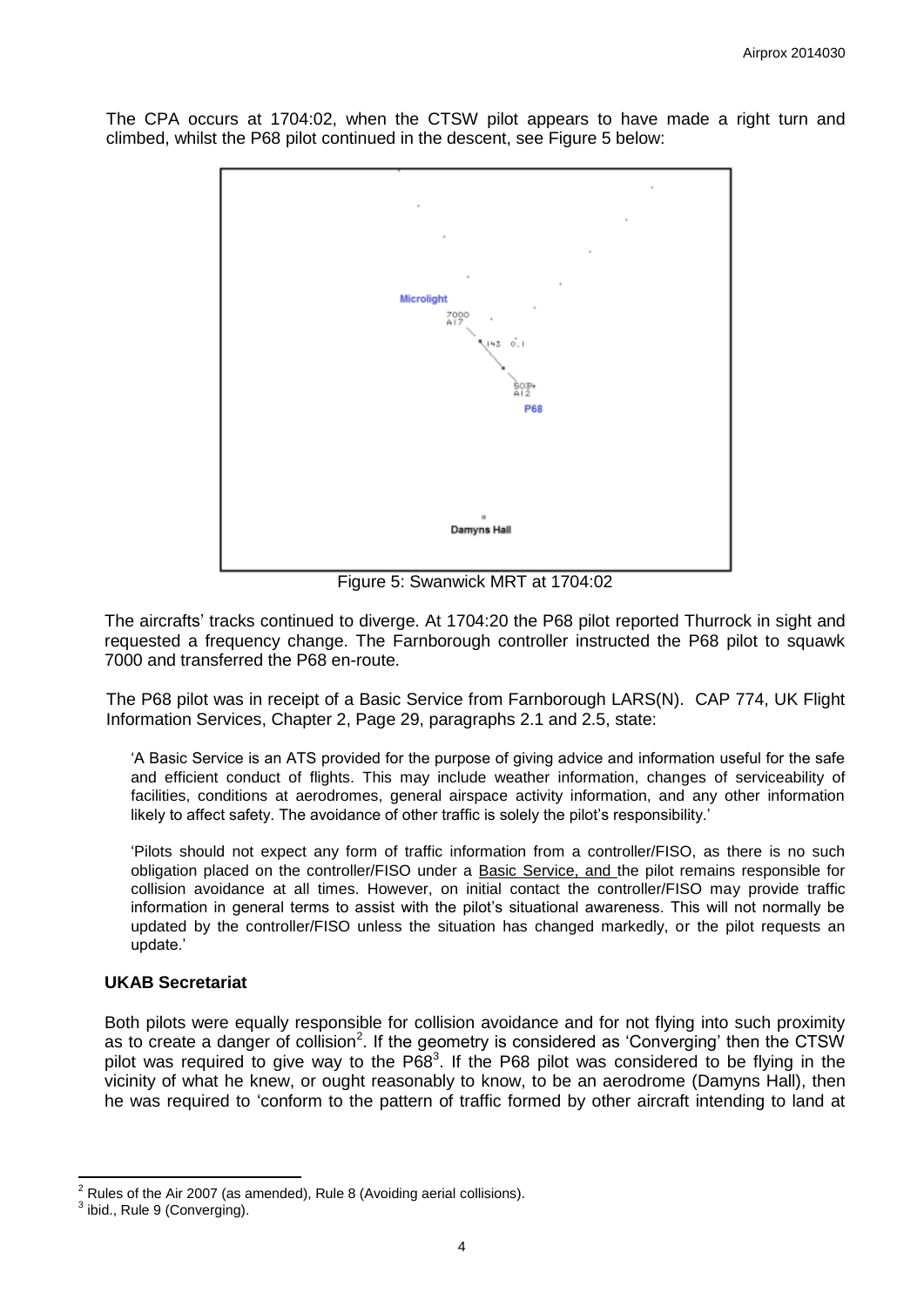The CPA occurs at 1704:02, when the CTSW pilot appears to have made a right turn and climbed, whilst the P68 pilot continued in the descent, see Figure 5 below:

Figure 5: Swanwick MRT at 1704:02

The aircrafts' tracks continued to diverge. At 1704:20 the P68 pilot reported Thurrock in sight and requested a frequency change. The Farnborough controller instructed the P68 pilot to squawk 7000 and transferred the P68 en-route.

The P68 pilot was in receipt of a Basic Service from Farnborough LARS(N). CAP 774, UK Flight Information Services, Chapter 2, Page 29, paragraphs 2.1 and 2.5, state:

> 'A Basic Service is an ATS provided for the purpose of giving advice and information useful for the safe and efficient conduct of flights. This may include weather information, changes of serviceability of facilities, conditions at aerodromes, general airspace activity information, and any other information likely to affect safety. The avoidance of other traffic is solely the pilot's responsibility.'
>
> 'Pilots should not expect any form of traffic information from a controller/FISO, as there is no such obligation placed on the controller/FISO under a Basic Service, and the pilot remains responsible for collision avoidance at all times. However, on initial contact the controller/FISO may provide traffic information in general terms to assist with the pilot's situational awareness. This will not normally be updated by the controller/FISO unless the situation has changed markedly, or the pilot requests an update.'

### UKAB Secretariat

Both pilots were equally responsible for collision avoidance and for not flying into such proximity as to create a danger of collision[2]. If the geometry is considered as 'Converging' then the CTSW pilot was required to give way to the P68[3]. If the P68 pilot was considered to be flying in the vicinity of what he knew, or ought reasonably to know, to be an aerodrome (Damyns Hall), then he was required to 'conform to the pattern of traffic formed by other aircraft intending to land at

[2] Rules of the Air 2007 (as amended), Rule 8 (Avoiding aerial collisions).

[3] ibid., Rule 9 (Converging).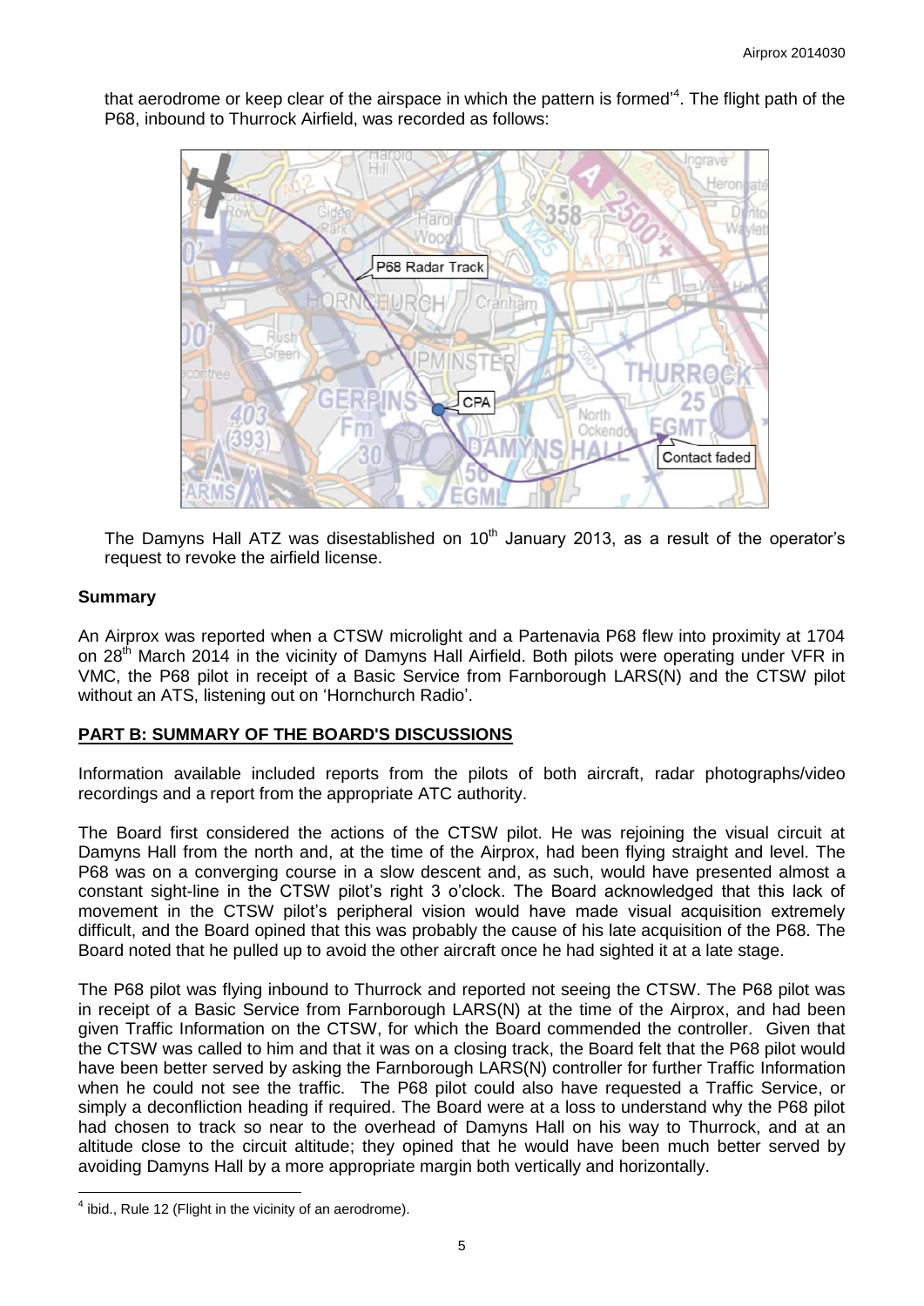that aerodrome or keep clear of the airspace in which the pattern is formed'[4]. The flight path of the P68, inbound to Thurrock Airfield, was recorded as follows:

The Damyns Hall ATZ was disestablished on 10th January 2013, as a result of the operator's request to revoke the airfield license.

## Summary

An Airprox was reported when a CTSW microlight and a Partenavia P68 flew into proximity at 1704 on 28th March 2014 in the vicinity of Damyns Hall Airfield. Both pilots were operating under VFR in VMC, the P68 pilot in receipt of a Basic Service from Farnborough LARS(N) and the CTSW pilot without an ATS, listening out on 'Hornchurch Radio'.

## PART B: SUMMARY OF THE BOARD'S DISCUSSIONS

Information available included reports from the pilots of both aircraft, radar photographs/video recordings and a report from the appropriate ATC authority.

The Board first considered the actions of the CTSW pilot. He was rejoining the visual circuit at Damyns Hall from the north and, at the time of the Airprox, had been flying straight and level. The P68 was on a converging course in a slow descent and, as such, would have presented almost a constant sight-line in the CTSW pilot's right 3 o'clock. The Board acknowledged that this lack of movement in the CTSW pilot's peripheral vision would have made visual acquisition extremely difficult, and the Board opined that this was probably the cause of his late acquisition of the P68. The Board noted that he pulled up to avoid the other aircraft once he had sighted it at a late stage.

The P68 pilot was flying inbound to Thurrock and reported not seeing the CTSW. The P68 pilot was in receipt of a Basic Service from Farnborough LARS(N) at the time of the Airprox, and had been given Traffic Information on the CTSW, for which the Board commended the controller. Given that the CTSW was called to him and that it was on a closing track, the Board felt that the P68 pilot would have been better served by asking the Farnborough LARS(N) controller for further Traffic Information when he could not see the traffic. The P68 pilot could also have requested a Traffic Service, or simply a deconfliction heading if required. The Board were at a loss to understand why the P68 pilot had chosen to track so near to the overhead of Damyns Hall on his way to Thurrock, and at an altitude close to the circuit altitude; they opined that he would have been much better served by avoiding Damyns Hall by a more appropriate margin both vertically and horizontally.

---

[4] ibid., Rule 12 (Flight in the vicinity of an aerodrome).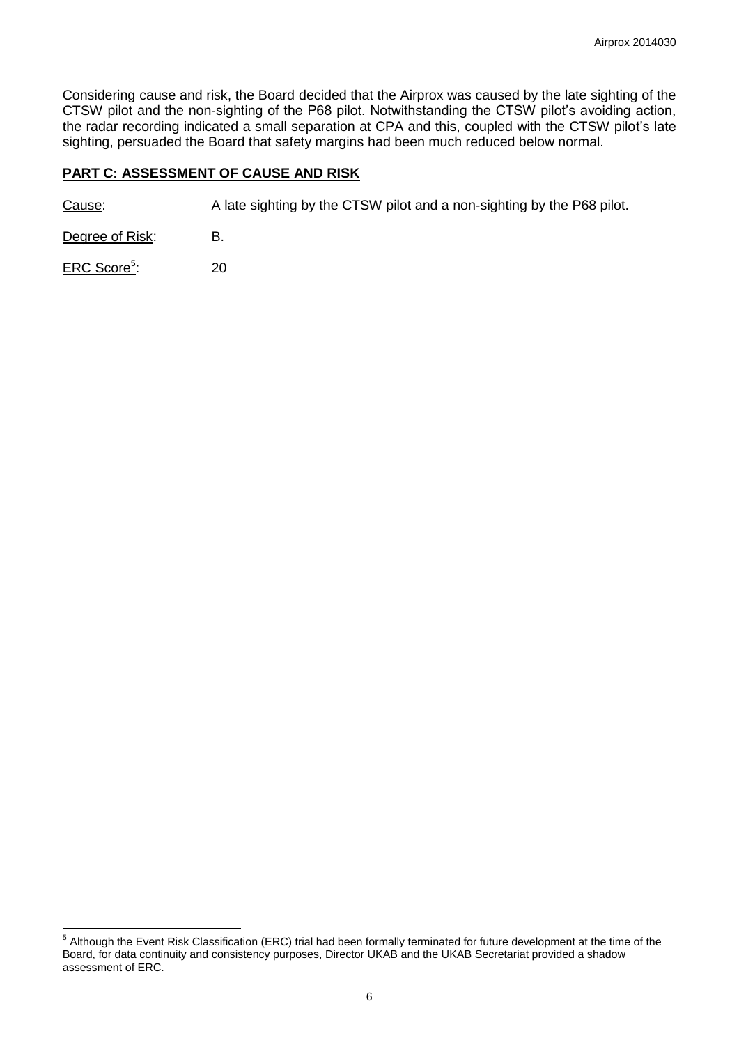Considering cause and risk, the Board decided that the Airprox was caused by the late sighting of the CTSW pilot and the non-sighting of the P68 pilot. Notwithstanding the CTSW pilot's avoiding action, the radar recording indicated a small separation at CPA and this, coupled with the CTSW pilot's late sighting, persuaded the Board that safety margins had been much reduced below normal.

## PART C: ASSESSMENT OF CAUSE AND RISK

Cause: A late sighting by the CTSW pilot and a non-sighting by the P68 pilot.

Degree of Risk: B.

ERC Score[5]: 20

[5] Although the Event Risk Classification (ERC) trial had been formally terminated for future development at the time of the Board, for data continuity and consistency purposes, Director UKAB and the UKAB Secretariat provided a shadow assessment of ERC.